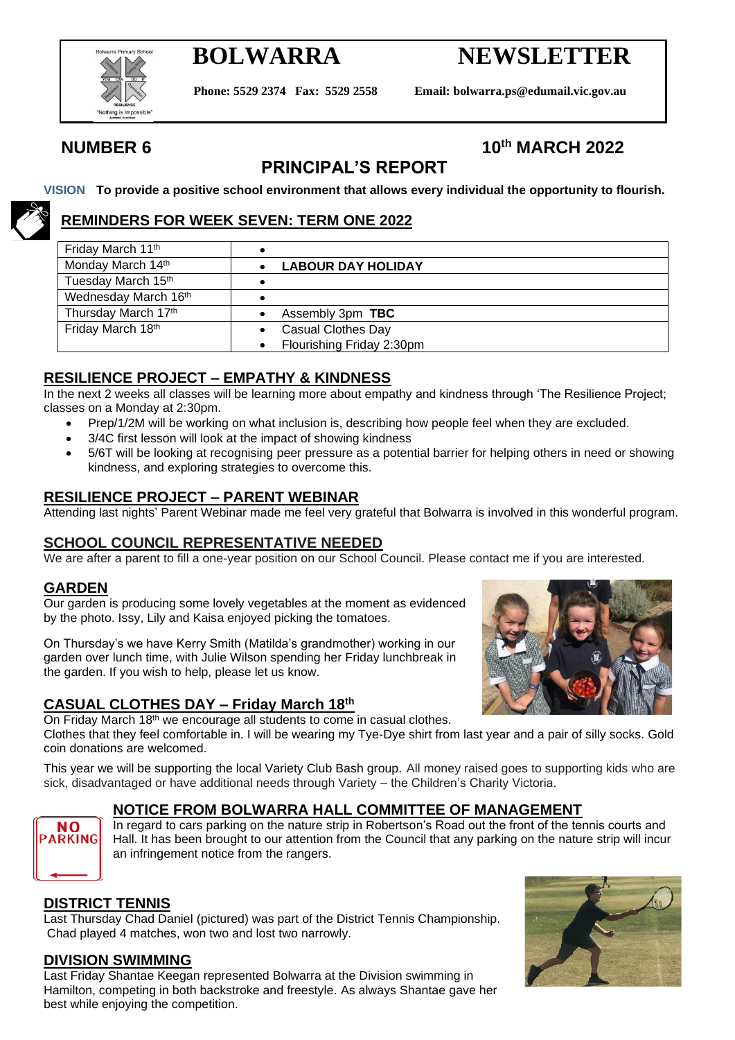# BOLWARRA NEWSLETTER

**Phone: 5529 2374 Fax: 5529 2558 Email: bolwarra.ps@edumail.vic.gov.au**

**NUMBER 6** **10th MARCH 2022**

## PRINCIPAL'S REPORT

**VISION To provide a positive school environment that allows every individual the opportunity to flourish.**

### REMINDERS FOR WEEK SEVEN: TERM ONE 2022

| | |
|---|---|
| Friday March 11th | • |
| Monday March 14th | • **LABOUR DAY HOLIDAY** |
| Tuesday March 15th | • |
| Wednesday March 16th | • |
| Thursday March 17th | • Assembly 3pm **TBC** |
| Friday March 18th | • Casual Clothes Day<br>• Flourishing Friday 2:30pm |

### RESILIENCE PROJECT – EMPATHY & KINDNESS

In the next 2 weeks all classes will be learning more about empathy and kindness through 'The Resilience Project; classes on a Monday at 2:30pm.

- Prep/1/2M will be working on what inclusion is, describing how people feel when they are excluded.
- 3/4C first lesson will look at the impact of showing kindness
- 5/6T will be looking at recognising peer pressure as a potential barrier for helping others in need or showing kindness, and exploring strategies to overcome this.

### RESILIENCE PROJECT – PARENT WEBINAR

Attending last nights' Parent Webinar made me feel very grateful that Bolwarra is involved in this wonderful program.

### SCHOOL COUNCIL REPRESENTATIVE NEEDED

We are after a parent to fill a one-year position on our School Council. Please contact me if you are interested.

### GARDEN

Our garden is producing some lovely vegetables at the moment as evidenced by the photo. Issy, Lily and Kaisa enjoyed picking the tomatoes.

On Thursday's we have Kerry Smith (Matilda's grandmother) working in our garden over lunch time, with Julie Wilson spending her Friday lunchbreak in the garden. If you wish to help, please let us know.

### CASUAL CLOTHES DAY – Friday March 18th

On Friday March 18th we encourage all students to come in casual clothes. Clothes that they feel comfortable in. I will be wearing my Tye-Dye shirt from last year and a pair of silly socks. Gold coin donations are welcomed.

This year we will be supporting the local Variety Club Bash group. All money raised goes to supporting kids who are sick, disadvantaged or have additional needs through Variety – the Children's Charity Victoria.

### NOTICE FROM BOLWARRA HALL COMMITTEE OF MANAGEMENT

In regard to cars parking on the nature strip in Robertson's Road out the front of the tennis courts and Hall. It has been brought to our attention from the Council that any parking on the nature strip will incur an infringement notice from the rangers.

### DISTRICT TENNIS

Last Thursday Chad Daniel (pictured) was part of the District Tennis Championship. Chad played 4 matches, won two and lost two narrowly.

### DIVISION SWIMMING

Last Friday Shantae Keegan represented Bolwarra at the Division swimming in Hamilton, competing in both backstroke and freestyle. As always Shantae gave her best while enjoying the competition.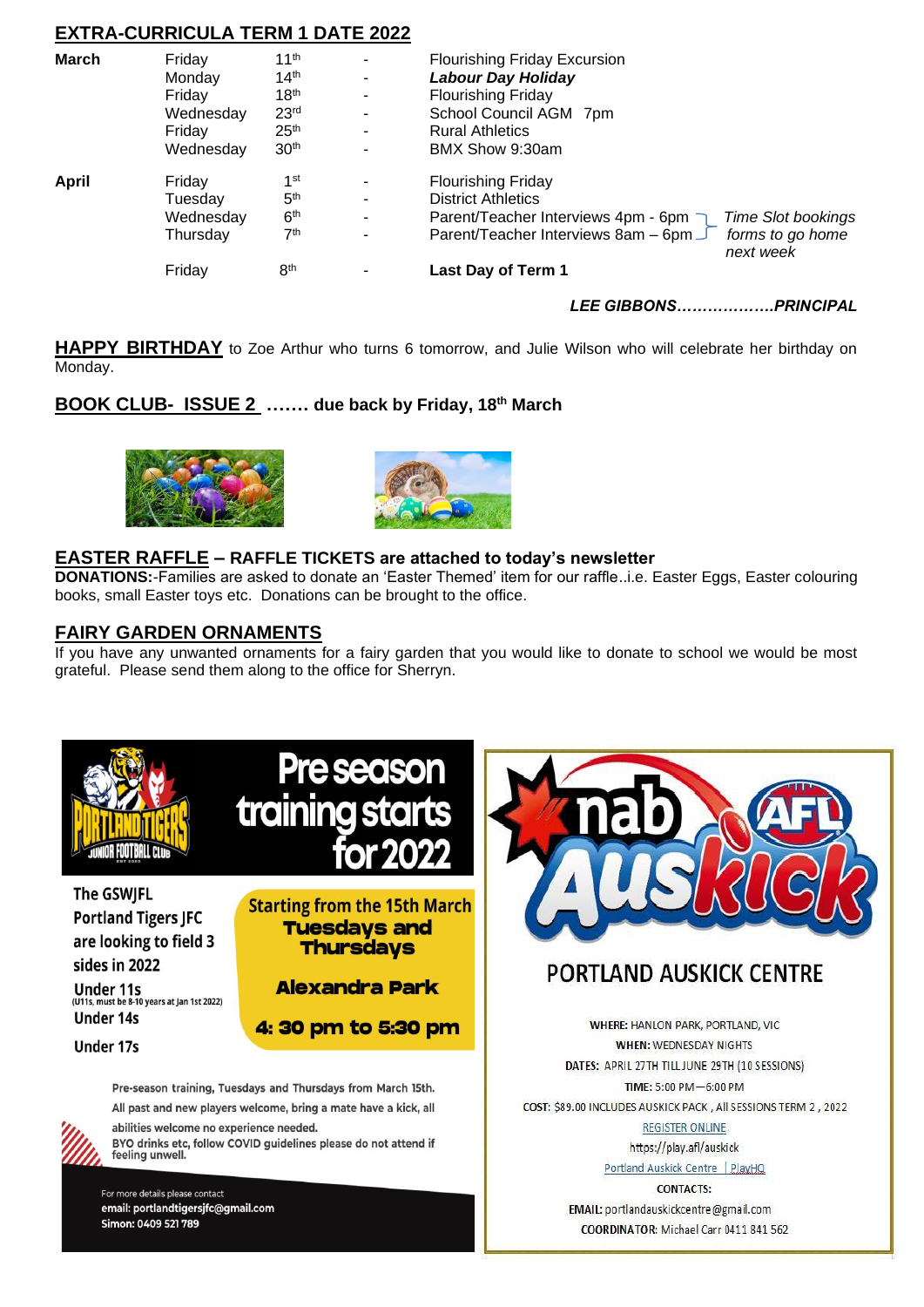## EXTRA-CURRICULA TERM 1 DATE 2022

| | | | | |
|---|---|---|---|---|
| **March** | Friday | 11th | - | Flourishing Friday Excursion |
| | Monday | 14th | - | ***Labour Day Holiday*** |
| | Friday | 18th | - | Flourishing Friday |
| | Wednesday | 23rd | - | School Council AGM 7pm |
| | Friday | 25th | - | Rural Athletics |
| | Wednesday | 30th | - | BMX Show 9:30am |
| **April** | Friday | 1st | - | Flourishing Friday |
| | Tuesday | 5th | - | District Athletics |
| | Wednesday | 6th | - | Parent/Teacher Interviews 4pm - 6pm *(Time Slot bookings forms to go home next week)* |
| | Thursday | 7th | - | Parent/Teacher Interviews 8am – 6pm *(Time Slot bookings forms to go home next week)* |
| | Friday | 8th | - | **Last Day of Term 1** |

***LEE GIBBONS……………….PRINCIPAL***

**HAPPY BIRTHDAY** to Zoe Arthur who turns 6 tomorrow, and Julie Wilson who will celebrate her birthday on Monday.

**BOOK CLUB- ISSUE 2 ……. due back by Friday, 18th March**

## EASTER RAFFLE – RAFFLE TICKETS are attached to today's newsletter

**DONATIONS:**-Families are asked to donate an 'Easter Themed' item for our raffle..i.e. Easter Eggs, Easter colouring books, small Easter toys etc. Donations can be brought to the office.

## FAIRY GARDEN ORNAMENTS

If you have any unwanted ornaments for a fairy garden that you would like to donate to school we would be most grateful. Please send them along to the office for Sherryn.

---

**PORTLAND TIGERS JUNIOR FOOTBALL CLUB**

# Pre season training starts for 2022

The GSWJFL Portland Tigers JFC are looking to field 3 sides in 2022

- Under 11s (U11s, must be 8-10 years at Jan 1st 2022)
- Under 14s
- Under 17s

**Starting from the 15th March**
**Tuesdays and Thursdays**

**Alexandra Park**

**4: 30 pm to 5:30 pm**

Pre-season training, Tuesdays and Thursdays from March 15th.
All past and new players welcome, bring a mate have a kick, all abilities welcome no experience needed.
BYO drinks etc, follow COVID guidelines please do not attend if feeling unwell.

For more details please contact
email: portlandtigersjfc@gmail.com
Simon: 0409 521 789

---

**nab AFL Auskick**

## PORTLAND AUSKICK CENTRE

**WHERE:** HANLON PARK, PORTLAND, VIC
**WHEN:** WEDNESDAY NIGHTS
**DATES:** APRIL 27TH TILL JUNE 29TH (10 SESSIONS)
**TIME:** 5:00 PM—6:00 PM
**COST:** $89.00 INCLUDES AUSKICK PACK , All SESSIONS TERM 2 , 2022

REGISTER ONLINE
https://play.afl/auskick
Portland Auskick Centre | PlayHQ

**CONTACTS:**
**EMAIL:** portlandauskickcentre@gmail.com
**COORDINATOR:** Michael Carr 0411 841 562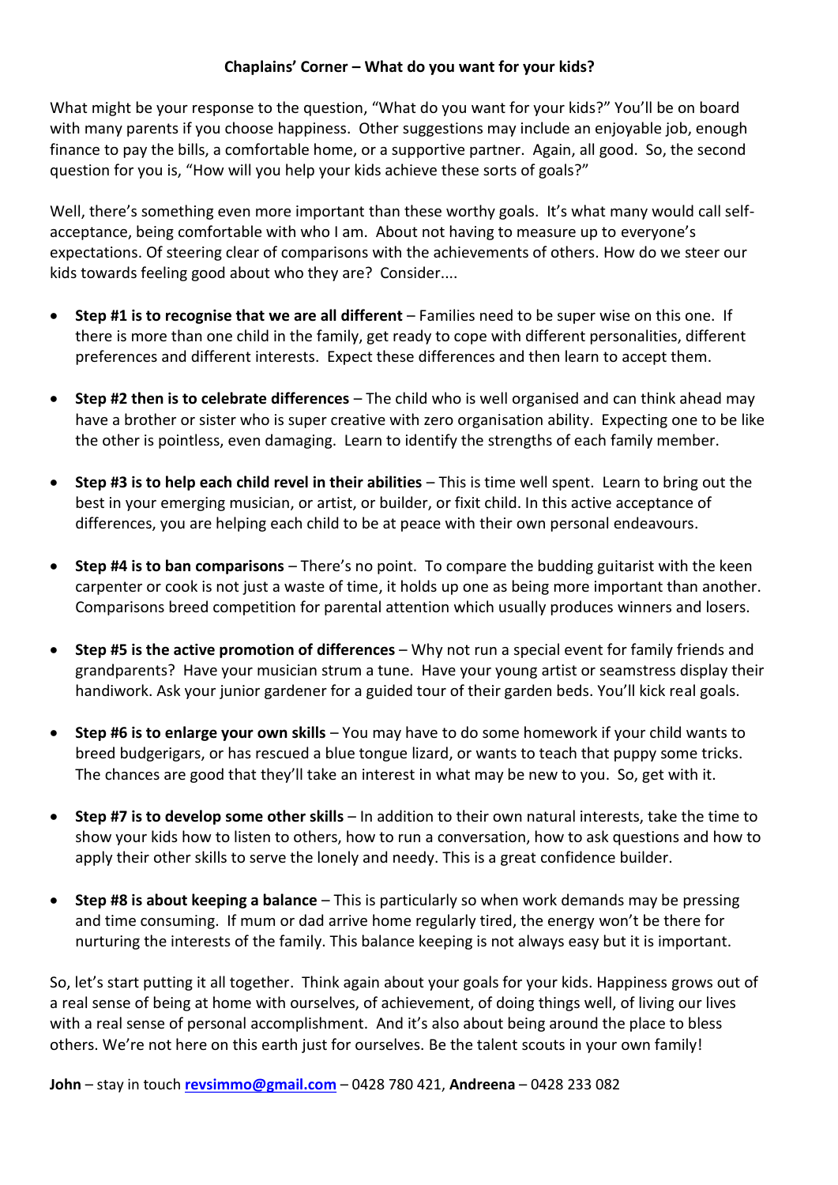## Chaplains' Corner – What do you want for your kids?

What might be your response to the question, "What do you want for your kids?" You'll be on board with many parents if you choose happiness. Other suggestions may include an enjoyable job, enough finance to pay the bills, a comfortable home, or a supportive partner. Again, all good. So, the second question for you is, "How will you help your kids achieve these sorts of goals?"

Well, there's something even more important than these worthy goals. It's what many would call self-acceptance, being comfortable with who I am. About not having to measure up to everyone's expectations. Of steering clear of comparisons with the achievements of others. How do we steer our kids towards feeling good about who they are? Consider....

- **Step #1 is to recognise that we are all different** – Families need to be super wise on this one. If there is more than one child in the family, get ready to cope with different personalities, different preferences and different interests. Expect these differences and then learn to accept them.

- **Step #2 then is to celebrate differences** – The child who is well organised and can think ahead may have a brother or sister who is super creative with zero organisation ability. Expecting one to be like the other is pointless, even damaging. Learn to identify the strengths of each family member.

- **Step #3 is to help each child revel in their abilities** – This is time well spent. Learn to bring out the best in your emerging musician, or artist, or builder, or fixit child. In this active acceptance of differences, you are helping each child to be at peace with their own personal endeavours.

- **Step #4 is to ban comparisons** – There's no point. To compare the budding guitarist with the keen carpenter or cook is not just a waste of time, it holds up one as being more important than another. Comparisons breed competition for parental attention which usually produces winners and losers.

- **Step #5 is the active promotion of differences** – Why not run a special event for family friends and grandparents? Have your musician strum a tune. Have your young artist or seamstress display their handiwork. Ask your junior gardener for a guided tour of their garden beds. You'll kick real goals.

- **Step #6 is to enlarge your own skills** – You may have to do some homework if your child wants to breed budgerigars, or has rescued a blue tongue lizard, or wants to teach that puppy some tricks. The chances are good that they'll take an interest in what may be new to you. So, get with it.

- **Step #7 is to develop some other skills** – In addition to their own natural interests, take the time to show your kids how to listen to others, how to run a conversation, how to ask questions and how to apply their other skills to serve the lonely and needy. This is a great confidence builder.

- **Step #8 is about keeping a balance** – This is particularly so when work demands may be pressing and time consuming. If mum or dad arrive home regularly tired, the energy won't be there for nurturing the interests of the family. This balance keeping is not always easy but it is important.

So, let's start putting it all together. Think again about your goals for your kids. Happiness grows out of a real sense of being at home with ourselves, of achievement, of doing things well, of living our lives with a real sense of personal accomplishment. And it's also about being around the place to bless others. We're not here on this earth just for ourselves. Be the talent scouts in your own family!

**John** – stay in touch [revsimmo@gmail.com](mailto:revsimmo@gmail.com) – 0428 780 421, **Andreena** – 0428 233 082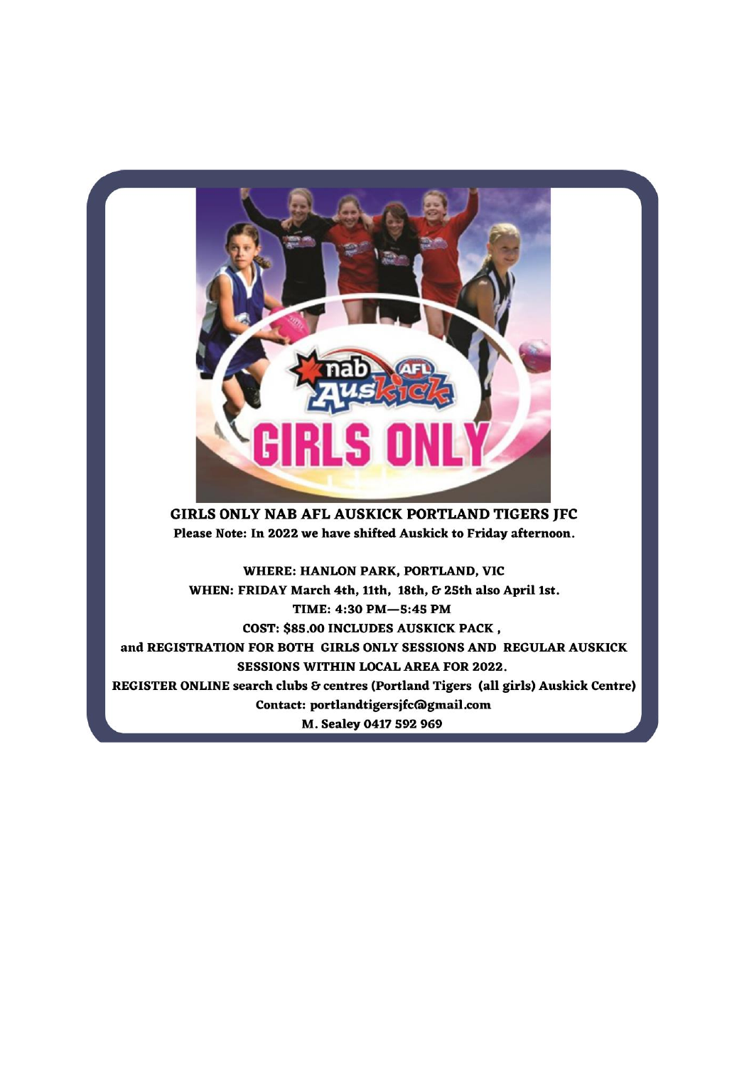**GIRLS ONLY NAB AFL AUSKICK PORTLAND TIGERS JFC**

**Please Note: In 2022 we have shifted Auskick to Friday afternoon.**

**WHERE: HANLON PARK, PORTLAND, VIC**

**WHEN: FRIDAY March 4th, 11th, 18th, & 25th also April 1st.**

**TIME: 4:30 PM—5:45 PM**

**COST: $85.00 INCLUDES AUSKICK PACK ,**

**and REGISTRATION FOR BOTH GIRLS ONLY SESSIONS AND REGULAR AUSKICK SESSIONS WITHIN LOCAL AREA FOR 2022.**

**REGISTER ONLINE search clubs & centres (Portland Tigers (all girls) Auskick Centre)**

**Contact: portlandtigersjfc@gmail.com**

**M. Sealey 0417 592 969**